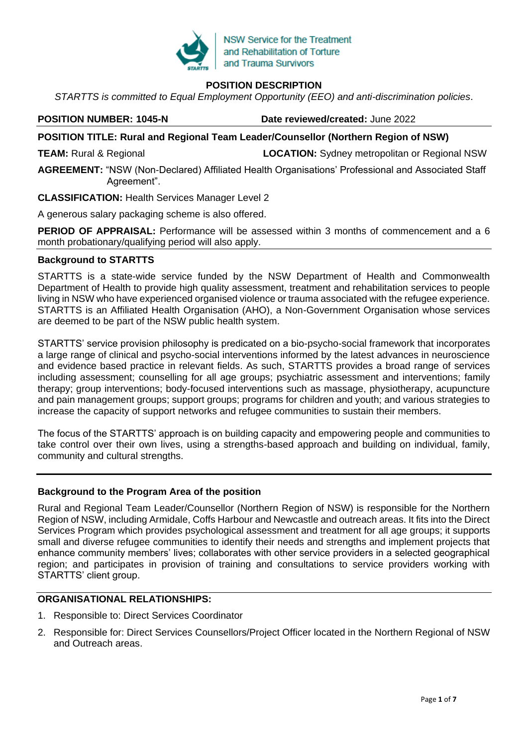NSW Service for the Treatment and Rehabilitation of Torture and Trauma Survivors

# POSITION DESCRIPTION

*STARTTS is committed to Equal Employment Opportunity (EEO) and anti-discrimination policies*.

**POSITION NUMBER: 1045-N** **Date reviewed/created:** June 2022

**POSITION TITLE: Rural and Regional Team Leader/Counsellor (Northern Region of NSW)**

**TEAM:** Rural & Regional **LOCATION:** Sydney metropolitan or Regional NSW

**AGREEMENT:** "NSW (Non-Declared) Affiliated Health Organisations' Professional and Associated Staff Agreement".

**CLASSIFICATION:** Health Services Manager Level 2

A generous salary packaging scheme is also offered.

**PERIOD OF APPRAISAL:** Performance will be assessed within 3 months of commencement and a 6 month probationary/qualifying period will also apply.

## Background to STARTTS

STARTTS is a state-wide service funded by the NSW Department of Health and Commonwealth Department of Health to provide high quality assessment, treatment and rehabilitation services to people living in NSW who have experienced organised violence or trauma associated with the refugee experience. STARTTS is an Affiliated Health Organisation (AHO), a Non-Government Organisation whose services are deemed to be part of the NSW public health system.

STARTTS' service provision philosophy is predicated on a bio-psycho-social framework that incorporates a large range of clinical and psycho-social interventions informed by the latest advances in neuroscience and evidence based practice in relevant fields. As such, STARTTS provides a broad range of services including assessment; counselling for all age groups; psychiatric assessment and interventions; family therapy; group interventions; body-focused interventions such as massage, physiotherapy, acupuncture and pain management groups; support groups; programs for children and youth; and various strategies to increase the capacity of support networks and refugee communities to sustain their members.

The focus of the STARTTS' approach is on building capacity and empowering people and communities to take control over their own lives, using a strengths-based approach and building on individual, family, community and cultural strengths.

## Background to the Program Area of the position

Rural and Regional Team Leader/Counsellor (Northern Region of NSW) is responsible for the Northern Region of NSW, including Armidale, Coffs Harbour and Newcastle and outreach areas. It fits into the Direct Services Program which provides psychological assessment and treatment for all age groups; it supports small and diverse refugee communities to identify their needs and strengths and implement projects that enhance community members' lives; collaborates with other service providers in a selected geographical region; and participates in provision of training and consultations to service providers working with STARTTS' client group.

## ORGANISATIONAL RELATIONSHIPS:

1. Responsible to: Direct Services Coordinator
2. Responsible for: Direct Services Counsellors/Project Officer located in the Northern Regional of NSW and Outreach areas.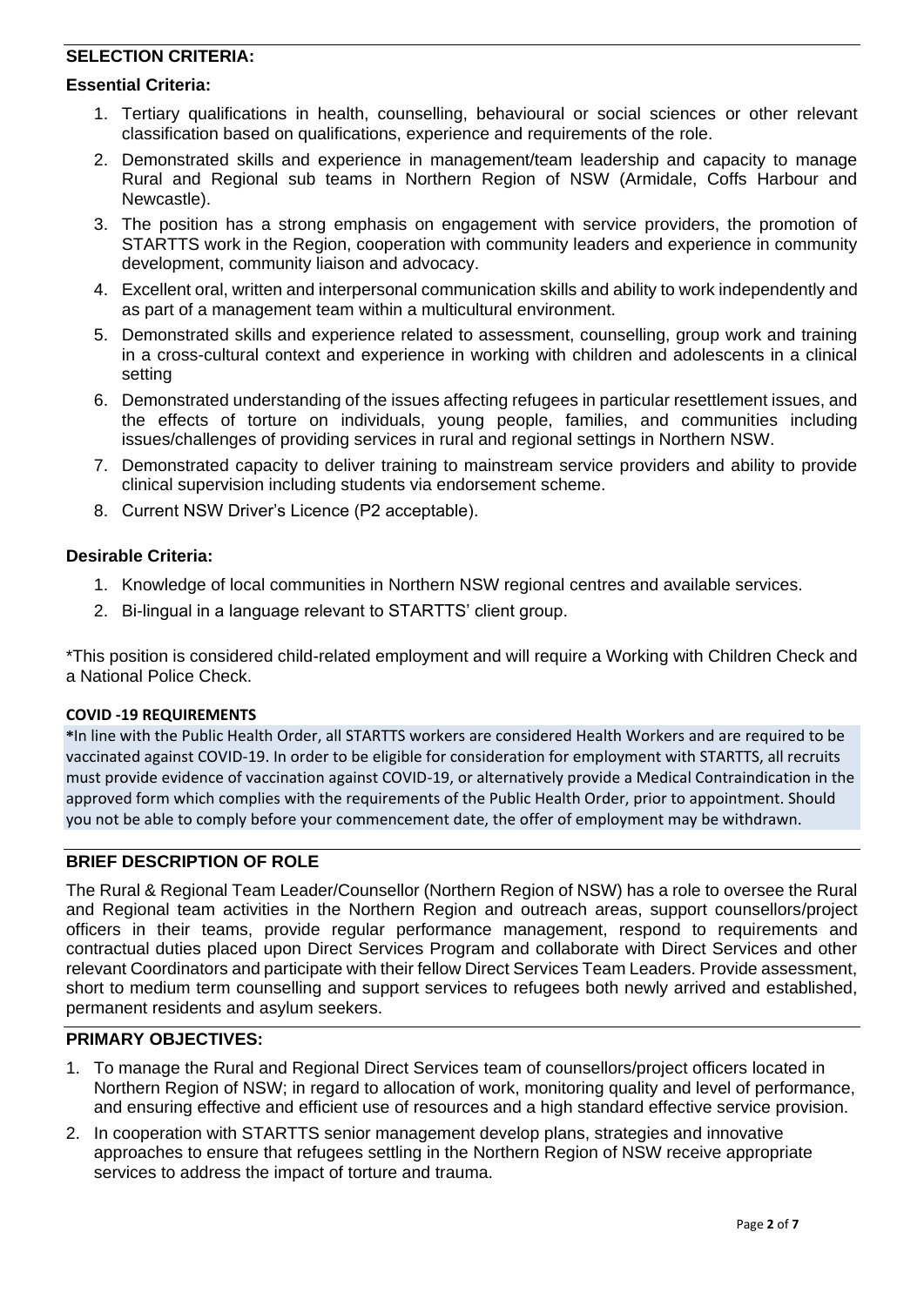## SELECTION CRITERIA:

### Essential Criteria:

1. Tertiary qualifications in health, counselling, behavioural or social sciences or other relevant classification based on qualifications, experience and requirements of the role.
2. Demonstrated skills and experience in management/team leadership and capacity to manage Rural and Regional sub teams in Northern Region of NSW (Armidale, Coffs Harbour and Newcastle).
3. The position has a strong emphasis on engagement with service providers, the promotion of STARTTS work in the Region, cooperation with community leaders and experience in community development, community liaison and advocacy.
4. Excellent oral, written and interpersonal communication skills and ability to work independently and as part of a management team within a multicultural environment.
5. Demonstrated skills and experience related to assessment, counselling, group work and training in a cross-cultural context and experience in working with children and adolescents in a clinical setting
6. Demonstrated understanding of the issues affecting refugees in particular resettlement issues, and the effects of torture on individuals, young people, families, and communities including issues/challenges of providing services in rural and regional settings in Northern NSW.
7. Demonstrated capacity to deliver training to mainstream service providers and ability to provide clinical supervision including students via endorsement scheme.
8. Current NSW Driver's Licence (P2 acceptable).

### Desirable Criteria:

1. Knowledge of local communities in Northern NSW regional centres and available services.
2. Bi-lingual in a language relevant to STARTTS' client group.

*This position is considered child-related employment and will require a Working with Children Check and a National Police Check.

**COVID -19 REQUIREMENTS**

*In line with the Public Health Order, all STARTTS workers are considered Health Workers and are required to be vaccinated against COVID-19. In order to be eligible for consideration for employment with STARTTS, all recruits must provide evidence of vaccination against COVID-19, or alternatively provide a Medical Contraindication in the approved form which complies with the requirements of the Public Health Order, prior to appointment. Should you not be able to comply before your commencement date, the offer of employment may be withdrawn.

## BRIEF DESCRIPTION OF ROLE

The Rural & Regional Team Leader/Counsellor (Northern Region of NSW) has a role to oversee the Rural and Regional team activities in the Northern Region and outreach areas, support counsellors/project officers in their teams, provide regular performance management, respond to requirements and contractual duties placed upon Direct Services Program and collaborate with Direct Services and other relevant Coordinators and participate with their fellow Direct Services Team Leaders. Provide assessment, short to medium term counselling and support services to refugees both newly arrived and established, permanent residents and asylum seekers.

## PRIMARY OBJECTIVES:

1. To manage the Rural and Regional Direct Services team of counsellors/project officers located in Northern Region of NSW; in regard to allocation of work, monitoring quality and level of performance, and ensuring effective and efficient use of resources and a high standard effective service provision.
2. In cooperation with STARTTS senior management develop plans, strategies and innovative approaches to ensure that refugees settling in the Northern Region of NSW receive appropriate services to address the impact of torture and trauma.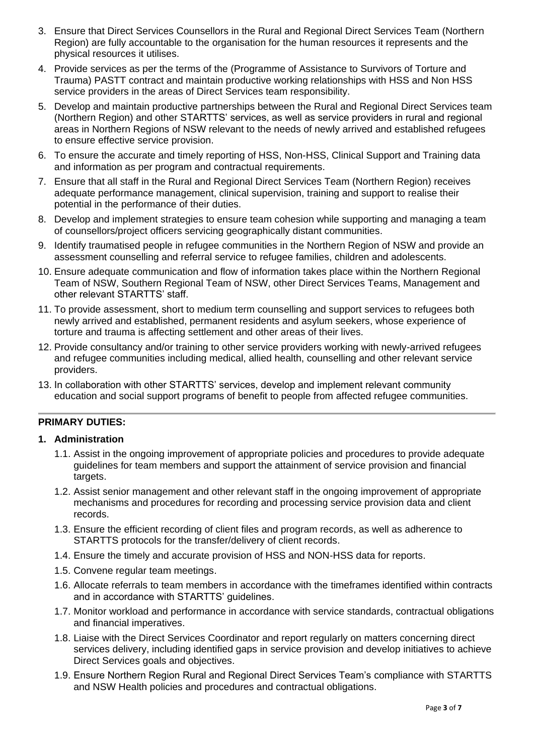3. Ensure that Direct Services Counsellors in the Rural and Regional Direct Services Team (Northern Region) are fully accountable to the organisation for the human resources it represents and the physical resources it utilises.
4. Provide services as per the terms of the (Programme of Assistance to Survivors of Torture and Trauma) PASTT contract and maintain productive working relationships with HSS and Non HSS service providers in the areas of Direct Services team responsibility.
5. Develop and maintain productive partnerships between the Rural and Regional Direct Services team (Northern Region) and other STARTTS' services, as well as service providers in rural and regional areas in Northern Regions of NSW relevant to the needs of newly arrived and established refugees to ensure effective service provision.
6. To ensure the accurate and timely reporting of HSS, Non-HSS, Clinical Support and Training data and information as per program and contractual requirements.
7. Ensure that all staff in the Rural and Regional Direct Services Team (Northern Region) receives adequate performance management, clinical supervision, training and support to realise their potential in the performance of their duties.
8. Develop and implement strategies to ensure team cohesion while supporting and managing a team of counsellors/project officers servicing geographically distant communities.
9. Identify traumatised people in refugee communities in the Northern Region of NSW and provide an assessment counselling and referral service to refugee families, children and adolescents.
10. Ensure adequate communication and flow of information takes place within the Northern Regional Team of NSW, Southern Regional Team of NSW, other Direct Services Teams, Management and other relevant STARTTS' staff.
11. To provide assessment, short to medium term counselling and support services to refugees both newly arrived and established, permanent residents and asylum seekers, whose experience of torture and trauma is affecting settlement and other areas of their lives.
12. Provide consultancy and/or training to other service providers working with newly-arrived refugees and refugee communities including medical, allied health, counselling and other relevant service providers.
13. In collaboration with other STARTTS' services, develop and implement relevant community education and social support programs of benefit to people from affected refugee communities.

## PRIMARY DUTIES:

### 1. Administration

1.1. Assist in the ongoing improvement of appropriate policies and procedures to provide adequate guidelines for team members and support the attainment of service provision and financial targets.

1.2. Assist senior management and other relevant staff in the ongoing improvement of appropriate mechanisms and procedures for recording and processing service provision data and client records.

1.3. Ensure the efficient recording of client files and program records, as well as adherence to STARTTS protocols for the transfer/delivery of client records.

1.4. Ensure the timely and accurate provision of HSS and NON-HSS data for reports.

1.5. Convene regular team meetings.

1.6. Allocate referrals to team members in accordance with the timeframes identified within contracts and in accordance with STARTTS' guidelines.

1.7. Monitor workload and performance in accordance with service standards, contractual obligations and financial imperatives.

1.8. Liaise with the Direct Services Coordinator and report regularly on matters concerning direct services delivery, including identified gaps in service provision and develop initiatives to achieve Direct Services goals and objectives.

1.9. Ensure Northern Region Rural and Regional Direct Services Team's compliance with STARTTS and NSW Health policies and procedures and contractual obligations.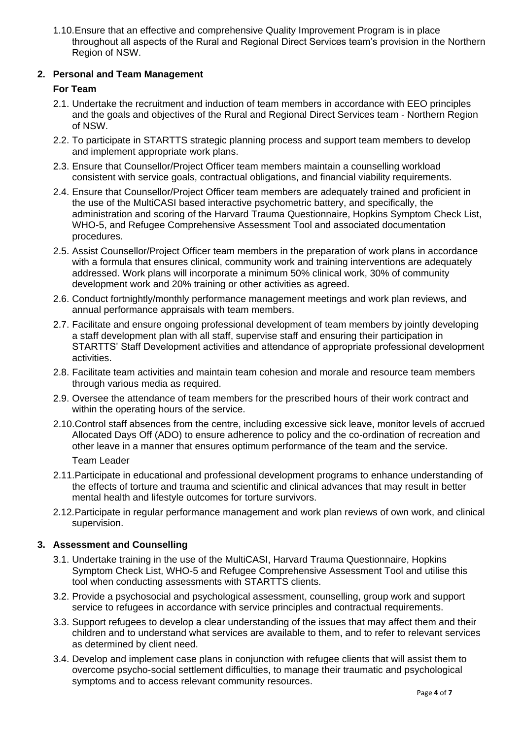1.10. Ensure that an effective and comprehensive Quality Improvement Program is in place throughout all aspects of the Rural and Regional Direct Services team's provision in the Northern Region of NSW.

## 2. Personal and Team Management

### For Team

2.1. Undertake the recruitment and induction of team members in accordance with EEO principles and the goals and objectives of the Rural and Regional Direct Services team - Northern Region of NSW.

2.2. To participate in STARTTS strategic planning process and support team members to develop and implement appropriate work plans.

2.3. Ensure that Counsellor/Project Officer team members maintain a counselling workload consistent with service goals, contractual obligations, and financial viability requirements.

2.4. Ensure that Counsellor/Project Officer team members are adequately trained and proficient in the use of the MultiCASI based interactive psychometric battery, and specifically, the administration and scoring of the Harvard Trauma Questionnaire, Hopkins Symptom Check List, WHO-5, and Refugee Comprehensive Assessment Tool and associated documentation procedures.

2.5. Assist Counsellor/Project Officer team members in the preparation of work plans in accordance with a formula that ensures clinical, community work and training interventions are adequately addressed. Work plans will incorporate a minimum 50% clinical work, 30% of community development work and 20% training or other activities as agreed.

2.6. Conduct fortnightly/monthly performance management meetings and work plan reviews, and annual performance appraisals with team members.

2.7. Facilitate and ensure ongoing professional development of team members by jointly developing a staff development plan with all staff, supervise staff and ensuring their participation in STARTTS' Staff Development activities and attendance of appropriate professional development activities.

2.8. Facilitate team activities and maintain team cohesion and morale and resource team members through various media as required.

2.9. Oversee the attendance of team members for the prescribed hours of their work contract and within the operating hours of the service.

2.10. Control staff absences from the centre, including excessive sick leave, monitor levels of accrued Allocated Days Off (ADO) to ensure adherence to policy and the co-ordination of recreation and other leave in a manner that ensures optimum performance of the team and the service.

Team Leader

2.11. Participate in educational and professional development programs to enhance understanding of the effects of torture and trauma and scientific and clinical advances that may result in better mental health and lifestyle outcomes for torture survivors.

2.12. Participate in regular performance management and work plan reviews of own work, and clinical supervision.

## 3. Assessment and Counselling

3.1. Undertake training in the use of the MultiCASI, Harvard Trauma Questionnaire, Hopkins Symptom Check List, WHO-5 and Refugee Comprehensive Assessment Tool and utilise this tool when conducting assessments with STARTTS clients.

3.2. Provide a psychosocial and psychological assessment, counselling, group work and support service to refugees in accordance with service principles and contractual requirements.

3.3. Support refugees to develop a clear understanding of the issues that may affect them and their children and to understand what services are available to them, and to refer to relevant services as determined by client need.

3.4. Develop and implement case plans in conjunction with refugee clients that will assist them to overcome psycho-social settlement difficulties, to manage their traumatic and psychological symptoms and to access relevant community resources.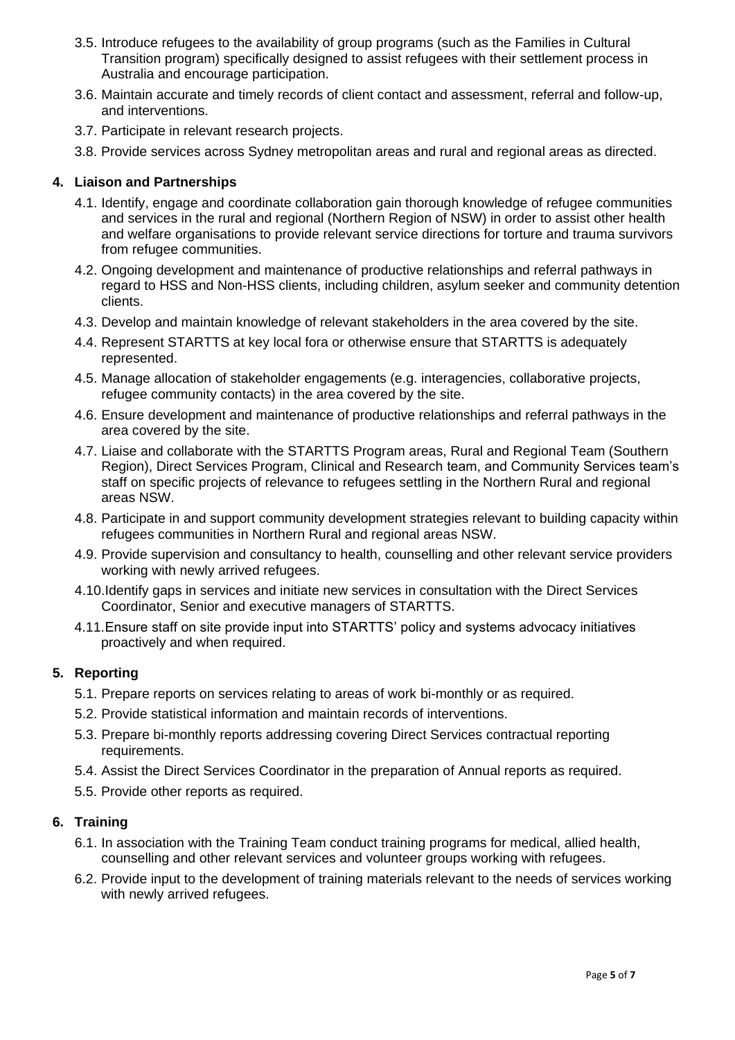3.5. Introduce refugees to the availability of group programs (such as the Families in Cultural Transition program) specifically designed to assist refugees with their settlement process in Australia and encourage participation.

3.6. Maintain accurate and timely records of client contact and assessment, referral and follow-up, and interventions.

3.7. Participate in relevant research projects.

3.8. Provide services across Sydney metropolitan areas and rural and regional areas as directed.

**4. Liaison and Partnerships**

4.1. Identify, engage and coordinate collaboration gain thorough knowledge of refugee communities and services in the rural and regional (Northern Region of NSW) in order to assist other health and welfare organisations to provide relevant service directions for torture and trauma survivors from refugee communities.

4.2. Ongoing development and maintenance of productive relationships and referral pathways in regard to HSS and Non-HSS clients, including children, asylum seeker and community detention clients.

4.3. Develop and maintain knowledge of relevant stakeholders in the area covered by the site.

4.4. Represent STARTTS at key local fora or otherwise ensure that STARTTS is adequately represented.

4.5. Manage allocation of stakeholder engagements (e.g. interagencies, collaborative projects, refugee community contacts) in the area covered by the site.

4.6. Ensure development and maintenance of productive relationships and referral pathways in the area covered by the site.

4.7. Liaise and collaborate with the STARTTS Program areas, Rural and Regional Team (Southern Region), Direct Services Program, Clinical and Research team, and Community Services team's staff on specific projects of relevance to refugees settling in the Northern Rural and regional areas NSW.

4.8. Participate in and support community development strategies relevant to building capacity within refugees communities in Northern Rural and regional areas NSW.

4.9. Provide supervision and consultancy to health, counselling and other relevant service providers working with newly arrived refugees.

4.10. Identify gaps in services and initiate new services in consultation with the Direct Services Coordinator, Senior and executive managers of STARTTS.

4.11. Ensure staff on site provide input into STARTTS' policy and systems advocacy initiatives proactively and when required.

**5. Reporting**

5.1. Prepare reports on services relating to areas of work bi-monthly or as required.

5.2. Provide statistical information and maintain records of interventions.

5.3. Prepare bi-monthly reports addressing covering Direct Services contractual reporting requirements.

5.4. Assist the Direct Services Coordinator in the preparation of Annual reports as required.

5.5. Provide other reports as required.

**6. Training**

6.1. In association with the Training Team conduct training programs for medical, allied health, counselling and other relevant services and volunteer groups working with refugees.

6.2. Provide input to the development of training materials relevant to the needs of services working with newly arrived refugees.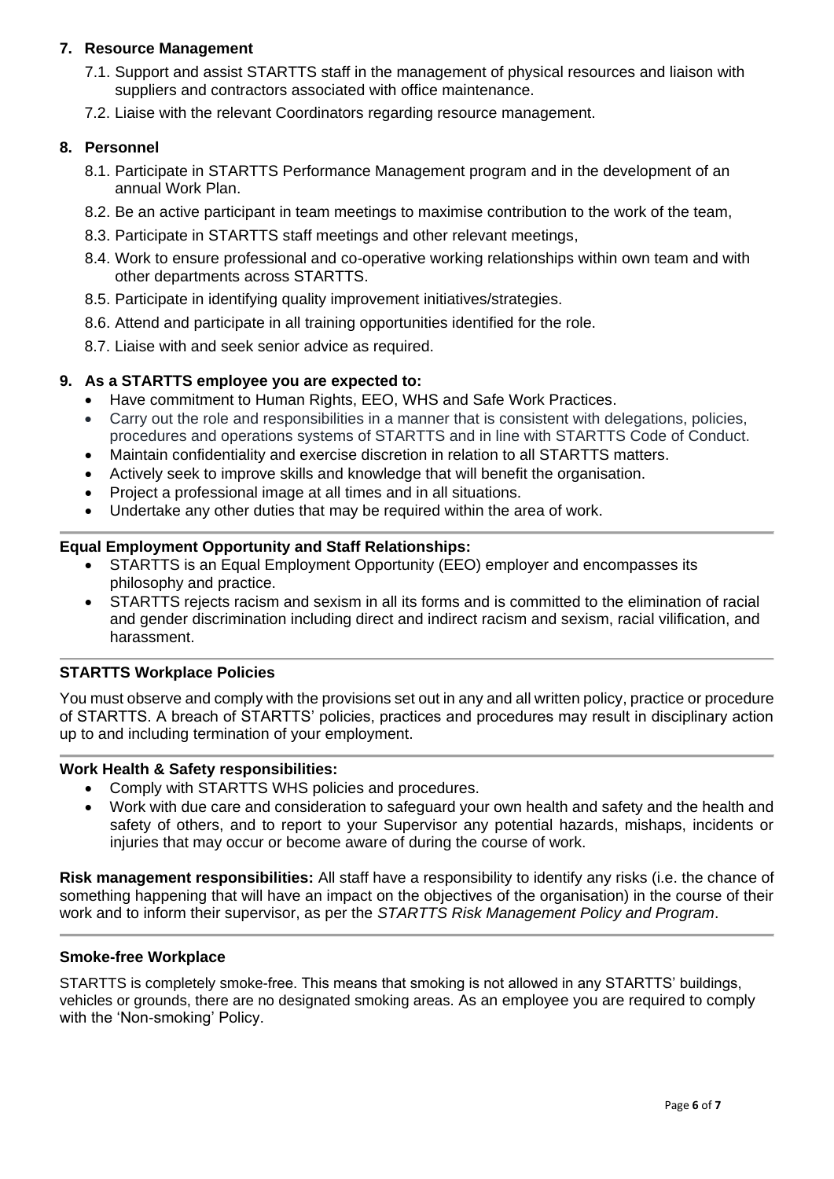**7. Resource Management**

7.1. Support and assist STARTTS staff in the management of physical resources and liaison with suppliers and contractors associated with office maintenance.

7.2. Liaise with the relevant Coordinators regarding resource management.

**8. Personnel**

8.1. Participate in STARTTS Performance Management program and in the development of an annual Work Plan.

8.2. Be an active participant in team meetings to maximise contribution to the work of the team,

8.3. Participate in STARTTS staff meetings and other relevant meetings,

8.4. Work to ensure professional and co-operative working relationships within own team and with other departments across STARTTS.

8.5. Participate in identifying quality improvement initiatives/strategies.

8.6. Attend and participate in all training opportunities identified for the role.

8.7. Liaise with and seek senior advice as required.

**9. As a STARTTS employee you are expected to:**

- Have commitment to Human Rights, EEO, WHS and Safe Work Practices.
- Carry out the role and responsibilities in a manner that is consistent with delegations, policies, procedures and operations systems of STARTTS and in line with STARTTS Code of Conduct.
- Maintain confidentiality and exercise discretion in relation to all STARTTS matters.
- Actively seek to improve skills and knowledge that will benefit the organisation.
- Project a professional image at all times and in all situations.
- Undertake any other duties that may be required within the area of work.

**Equal Employment Opportunity and Staff Relationships:**

- STARTTS is an Equal Employment Opportunity (EEO) employer and encompasses its philosophy and practice.
- STARTTS rejects racism and sexism in all its forms and is committed to the elimination of racial and gender discrimination including direct and indirect racism and sexism, racial vilification, and harassment.

**STARTTS Workplace Policies**

You must observe and comply with the provisions set out in any and all written policy, practice or procedure of STARTTS. A breach of STARTTS' policies, practices and procedures may result in disciplinary action up to and including termination of your employment.

**Work Health & Safety responsibilities:**

- Comply with STARTTS WHS policies and procedures.
- Work with due care and consideration to safeguard your own health and safety and the health and safety of others, and to report to your Supervisor any potential hazards, mishaps, incidents or injuries that may occur or become aware of during the course of work.

**Risk management responsibilities:** All staff have a responsibility to identify any risks (i.e. the chance of something happening that will have an impact on the objectives of the organisation) in the course of their work and to inform their supervisor, as per the *STARTTS Risk Management Policy and Program*.

**Smoke-free Workplace**

STARTTS is completely smoke-free. This means that smoking is not allowed in any STARTTS' buildings, vehicles or grounds, there are no designated smoking areas. As an employee you are required to comply with the 'Non-smoking' Policy.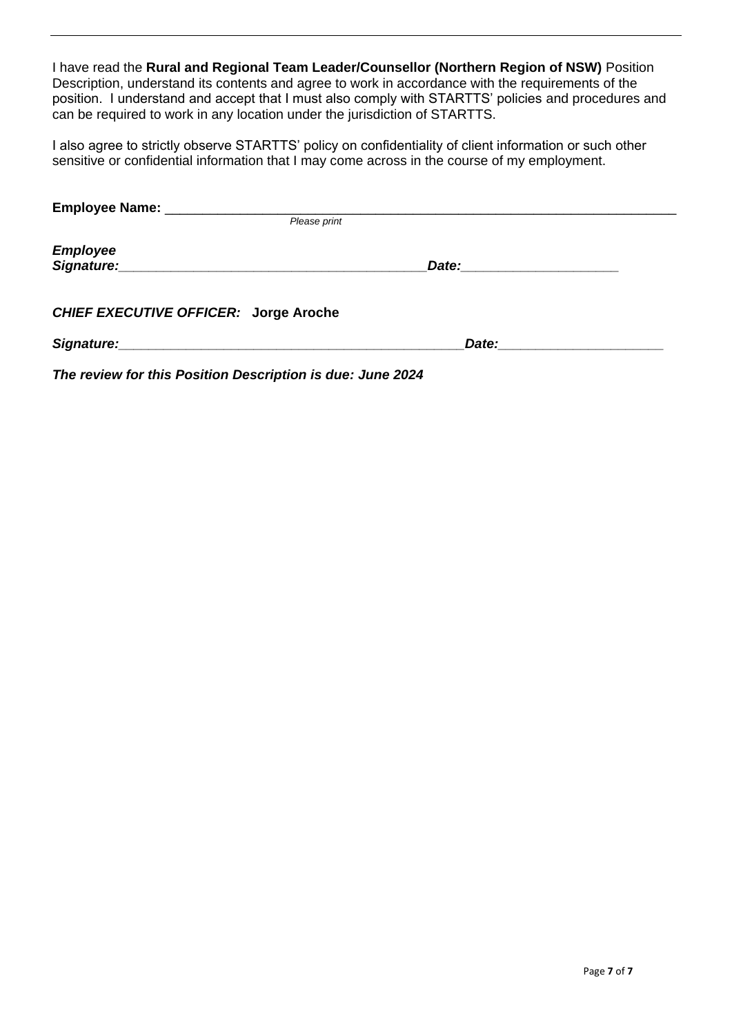I have read the **Rural and Regional Team Leader/Counsellor (Northern Region of NSW)** Position Description, understand its contents and agree to work in accordance with the requirements of the position. I understand and accept that I must also comply with STARTTS' policies and procedures and can be required to work in any location under the jurisdiction of STARTTS.

I also agree to strictly observe STARTTS' policy on confidentiality of client information or such other sensitive or confidential information that I may come across in the course of my employment.

**Employee Name:** ______________________________________________________________________
*Please print*

***Employee Signature:***__________________________________________***Date:***_____________________

***CHIEF EXECUTIVE OFFICER:*** **Jorge Aroche**

***Signature:***________________________________________________***Date:***______________________

***The review for this Position Description is due: June 2024***